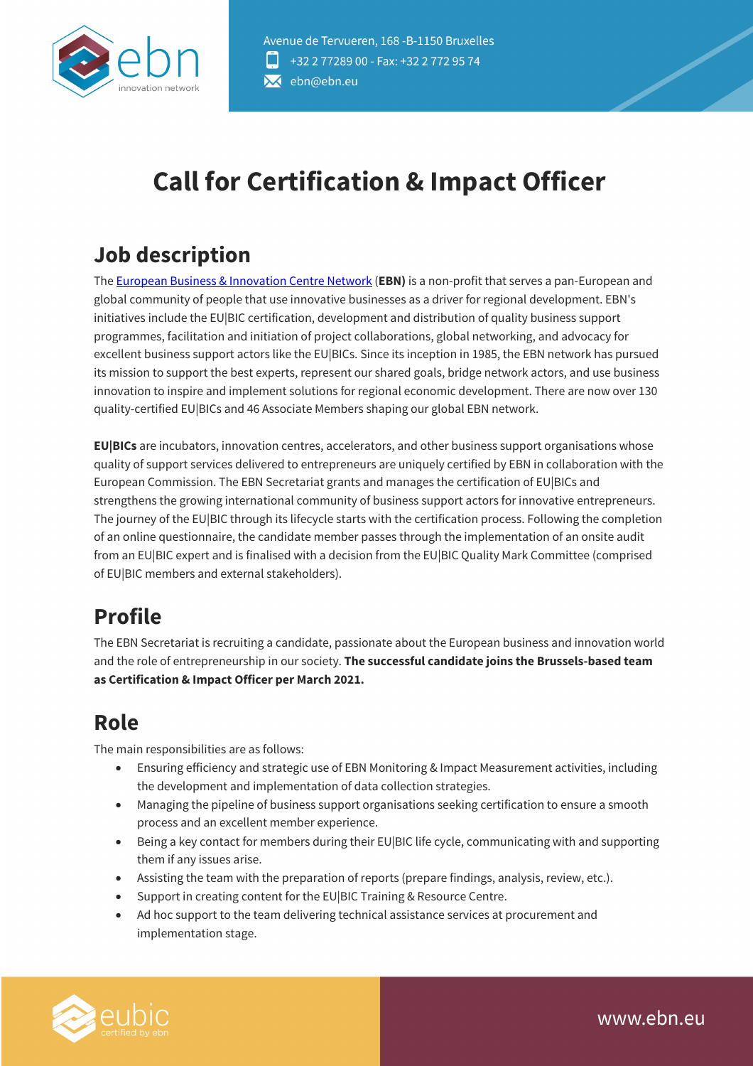Avenue de Tervueren, 168 -B-1150 Bruxelles
+32 2 77289 00 - Fax: +32 2 772 95 74
ebn@ebn.eu

# Call for Certification & Impact Officer

## Job description

The European Business & Innovation Centre Network (**EBN)** is a non-profit that serves a pan-European and global community of people that use innovative businesses as a driver for regional development. EBN's initiatives include the EU|BIC certification, development and distribution of quality business support programmes, facilitation and initiation of project collaborations, global networking, and advocacy for excellent business support actors like the EU|BICs. Since its inception in 1985, the EBN network has pursued its mission to support the best experts, represent our shared goals, bridge network actors, and use business innovation to inspire and implement solutions for regional economic development. There are now over 130 quality-certified EU|BICs and 46 Associate Members shaping our global EBN network.

**EU|BICs** are incubators, innovation centres, accelerators, and other business support organisations whose quality of support services delivered to entrepreneurs are uniquely certified by EBN in collaboration with the European Commission. The EBN Secretariat grants and manages the certification of EU|BICs and strengthens the growing international community of business support actors for innovative entrepreneurs. The journey of the EU|BIC through its lifecycle starts with the certification process. Following the completion of an online questionnaire, the candidate member passes through the implementation of an onsite audit from an EU|BIC expert and is finalised with a decision from the EU|BIC Quality Mark Committee (comprised of EU|BIC members and external stakeholders).

## Profile

The EBN Secretariat is recruiting a candidate, passionate about the European business and innovation world and the role of entrepreneurship in our society. **The successful candidate joins the Brussels-based team as Certification & Impact Officer per March 2021.**

## Role

The main responsibilities are as follows:

- Ensuring efficiency and strategic use of EBN Monitoring & Impact Measurement activities, including the development and implementation of data collection strategies.
- Managing the pipeline of business support organisations seeking certification to ensure a smooth process and an excellent member experience.
- Being a key contact for members during their EU|BIC life cycle, communicating with and supporting them if any issues arise.
- Assisting the team with the preparation of reports (prepare findings, analysis, review, etc.).
- Support in creating content for the EU|BIC Training & Resource Centre.
- Ad hoc support to the team delivering technical assistance services at procurement and implementation stage.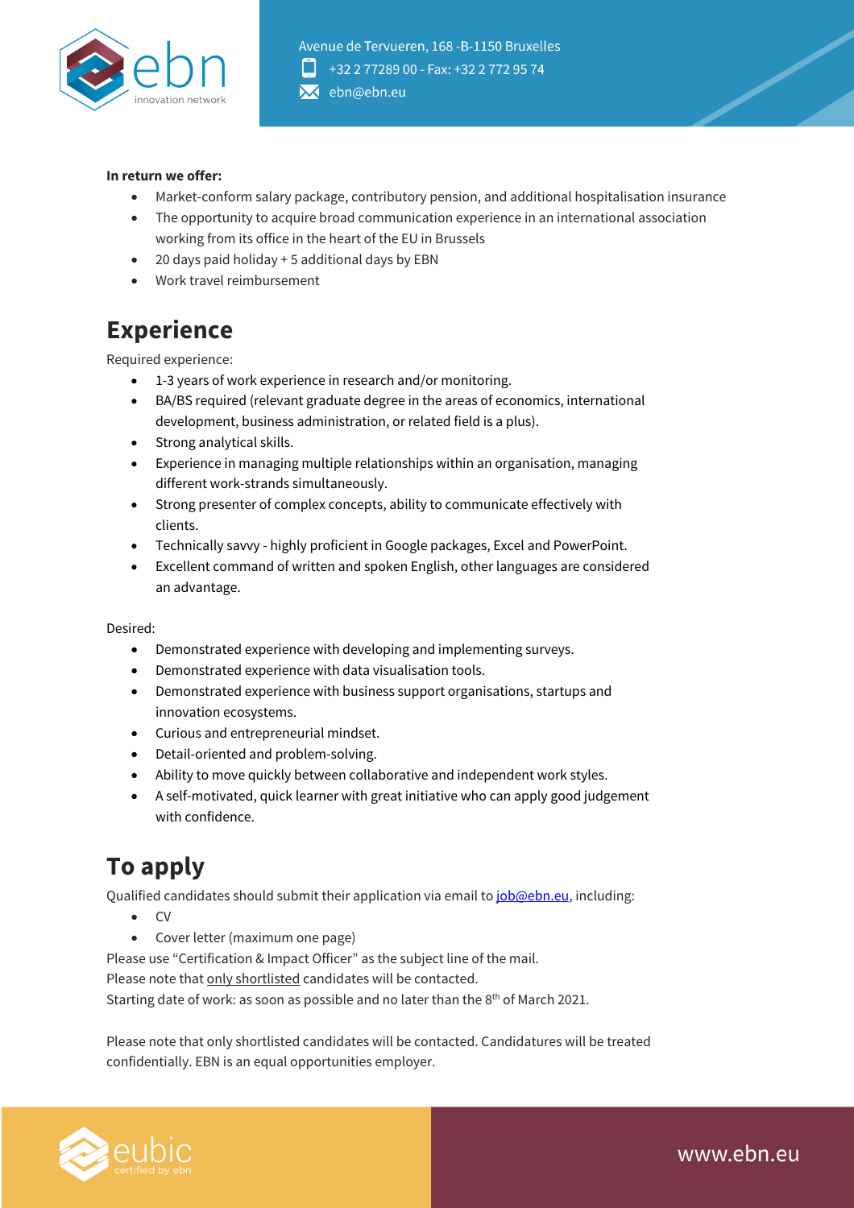**In return we offer:**

- Market-conform salary package, contributory pension, and additional hospitalisation insurance
- The opportunity to acquire broad communication experience in an international association working from its office in the heart of the EU in Brussels
- 20 days paid holiday + 5 additional days by EBN
- Work travel reimbursement

## Experience

Required experience:

- 1-3 years of work experience in research and/or monitoring.
- BA/BS required (relevant graduate degree in the areas of economics, international development, business administration, or related field is a plus).
- Strong analytical skills.
- Experience in managing multiple relationships within an organisation, managing different work-strands simultaneously.
- Strong presenter of complex concepts, ability to communicate effectively with clients.
- Technically savvy - highly proficient in Google packages, Excel and PowerPoint.
- Excellent command of written and spoken English, other languages are considered an advantage.

Desired:

- Demonstrated experience with developing and implementing surveys.
- Demonstrated experience with data visualisation tools.
- Demonstrated experience with business support organisations, startups and innovation ecosystems.
- Curious and entrepreneurial mindset.
- Detail-oriented and problem-solving.
- Ability to move quickly between collaborative and independent work styles.
- A self-motivated, quick learner with great initiative who can apply good judgement with confidence.

## To apply

Qualified candidates should submit their application via email to job@ebn.eu, including:

- CV
- Cover letter (maximum one page)

Please use “Certification & Impact Officer” as the subject line of the mail.
Please note that only shortlisted candidates will be contacted.
Starting date of work: as soon as possible and no later than the 8th of March 2021.

Please note that only shortlisted candidates will be contacted. Candidatures will be treated confidentially. EBN is an equal opportunities employer.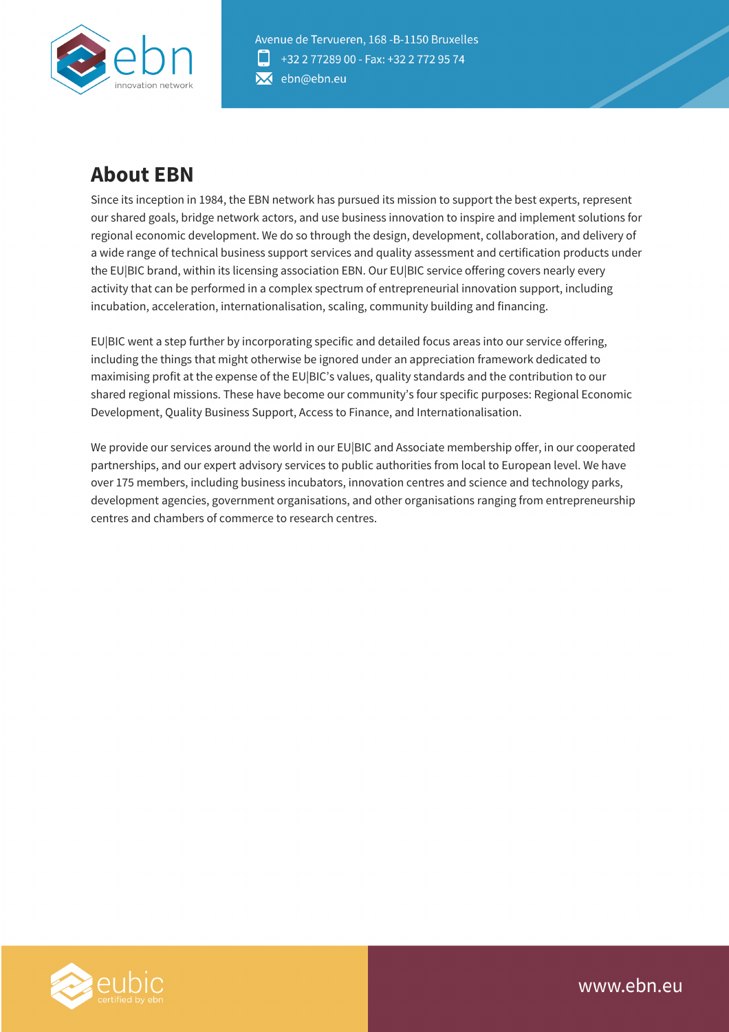## About EBN

Since its inception in 1984, the EBN network has pursued its mission to support the best experts, represent our shared goals, bridge network actors, and use business innovation to inspire and implement solutions for regional economic development. We do so through the design, development, collaboration, and delivery of a wide range of technical business support services and quality assessment and certification products under the EU|BIC brand, within its licensing association EBN. Our EU|BIC service offering covers nearly every activity that can be performed in a complex spectrum of entrepreneurial innovation support, including incubation, acceleration, internationalisation, scaling, community building and financing.

EU|BIC went a step further by incorporating specific and detailed focus areas into our service offering, including the things that might otherwise be ignored under an appreciation framework dedicated to maximising profit at the expense of the EU|BIC's values, quality standards and the contribution to our shared regional missions. These have become our community's four specific purposes: Regional Economic Development, Quality Business Support, Access to Finance, and Internationalisation.

We provide our services around the world in our EU|BIC and Associate membership offer, in our cooperated partnerships, and our expert advisory services to public authorities from local to European level. We have over 175 members, including business incubators, innovation centres and science and technology parks, development agencies, government organisations, and other organisations ranging from entrepreneurship centres and chambers of commerce to research centres.